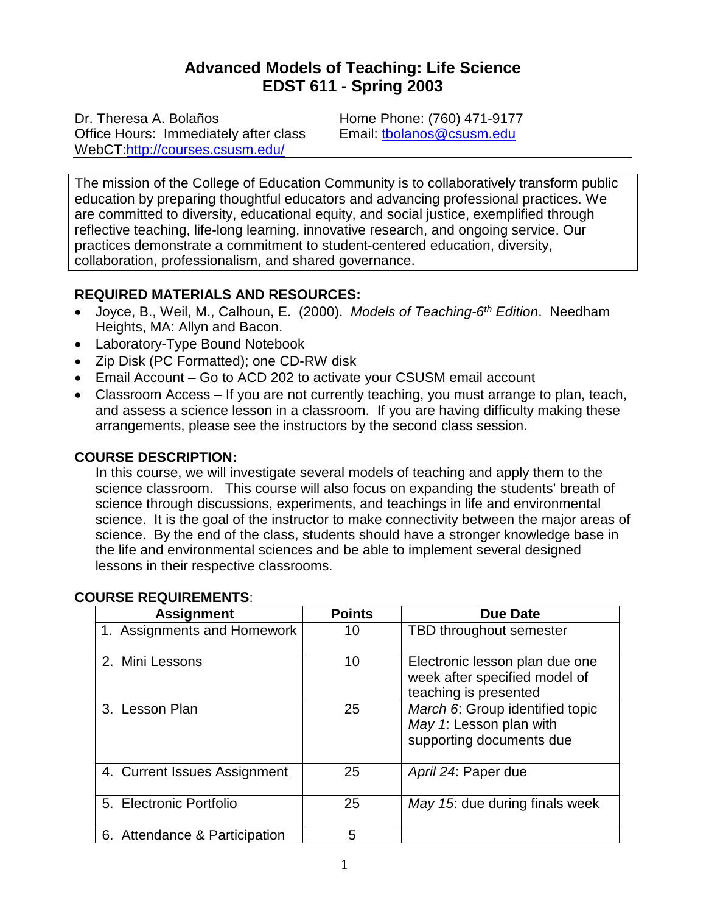# Advanced Models of Teaching: Life Science
# EDST 611 - Spring 2003

Dr. Theresa A. Bolaños
Office Hours: Immediately after class
WebCT:http://courses.csusm.edu/

Home Phone: (760) 471-9177
Email: tbolanos@csusm.edu

The mission of the College of Education Community is to collaboratively transform public education by preparing thoughtful educators and advancing professional practices. We are committed to diversity, educational equity, and social justice, exemplified through reflective teaching, life-long learning, innovative research, and ongoing service. Our practices demonstrate a commitment to student-centered education, diversity, collaboration, professionalism, and shared governance.

## REQUIRED MATERIALS AND RESOURCES:

- Joyce, B., Weil, M., Calhoun, E. (2000). *Models of Teaching-6th Edition*. Needham Heights, MA: Allyn and Bacon.
- Laboratory-Type Bound Notebook
- Zip Disk (PC Formatted); one CD-RW disk
- Email Account – Go to ACD 202 to activate your CSUSM email account
- Classroom Access – If you are not currently teaching, you must arrange to plan, teach, and assess a science lesson in a classroom. If you are having difficulty making these arrangements, please see the instructors by the second class session.

## COURSE DESCRIPTION:

In this course, we will investigate several models of teaching and apply them to the science classroom. This course will also focus on expanding the students' breath of science through discussions, experiments, and teachings in life and environmental science. It is the goal of the instructor to make connectivity between the major areas of science. By the end of the class, students should have a stronger knowledge base in the life and environmental sciences and be able to implement several designed lessons in their respective classrooms.

## COURSE REQUIREMENTS:

| Assignment | Points | Due Date |
|---|---|---|
| 1. Assignments and Homework | 10 | TBD throughout semester |
| 2. Mini Lessons | 10 | Electronic lesson plan due one week after specified model of teaching is presented |
| 3. Lesson Plan | 25 | *March 6*: Group identified topic<br>*May 1*: Lesson plan with supporting documents due |
| 4. Current Issues Assignment | 25 | *April 24*: Paper due |
| 5. Electronic Portfolio | 25 | *May 15*: due during finals week |
| 6. Attendance & Participation | 5 | |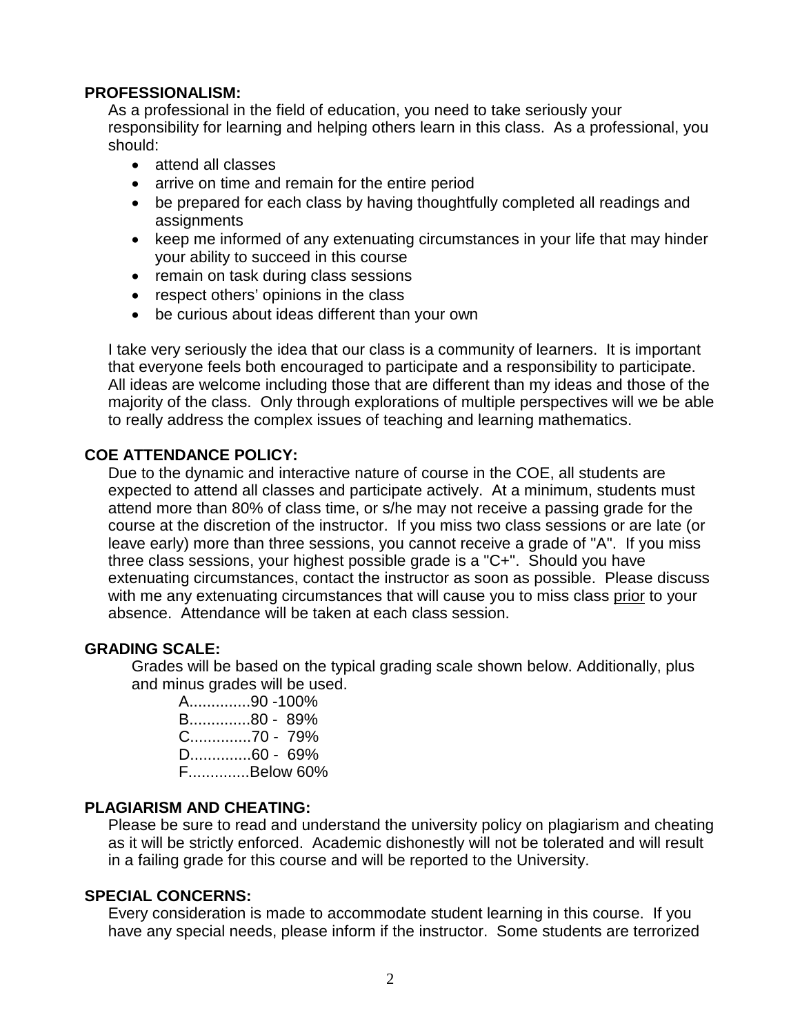**PROFESSIONALISM:**

As a professional in the field of education, you need to take seriously your responsibility for learning and helping others learn in this class. As a professional, you should:

- attend all classes
- arrive on time and remain for the entire period
- be prepared for each class by having thoughtfully completed all readings and assignments
- keep me informed of any extenuating circumstances in your life that may hinder your ability to succeed in this course
- remain on task during class sessions
- respect others' opinions in the class
- be curious about ideas different than your own

I take very seriously the idea that our class is a community of learners. It is important that everyone feels both encouraged to participate and a responsibility to participate. All ideas are welcome including those that are different than my ideas and those of the majority of the class. Only through explorations of multiple perspectives will we be able to really address the complex issues of teaching and learning mathematics.

**COE ATTENDANCE POLICY:**

Due to the dynamic and interactive nature of course in the COE, all students are expected to attend all classes and participate actively. At a minimum, students must attend more than 80% of class time, or s/he may not receive a passing grade for the course at the discretion of the instructor. If you miss two class sessions or are late (or leave early) more than three sessions, you cannot receive a grade of "A". If you miss three class sessions, your highest possible grade is a "C+". Should you have extenuating circumstances, contact the instructor as soon as possible. Please discuss with me any extenuating circumstances that will cause you to miss class <u>prior</u> to your absence. Attendance will be taken at each class session.

**GRADING SCALE:**

Grades will be based on the typical grading scale shown below. Additionally, plus and minus grades will be used.

A.............90 -100%
B.............80 - 89%
C.............70 - 79%
D.............60 - 69%
F.............Below 60%

**PLAGIARISM AND CHEATING:**

Please be sure to read and understand the university policy on plagiarism and cheating as it will be strictly enforced. Academic dishonestly will not be tolerated and will result in a failing grade for this course and will be reported to the University.

**SPECIAL CONCERNS:**

Every consideration is made to accommodate student learning in this course. If you have any special needs, please inform if the instructor. Some students are terrorized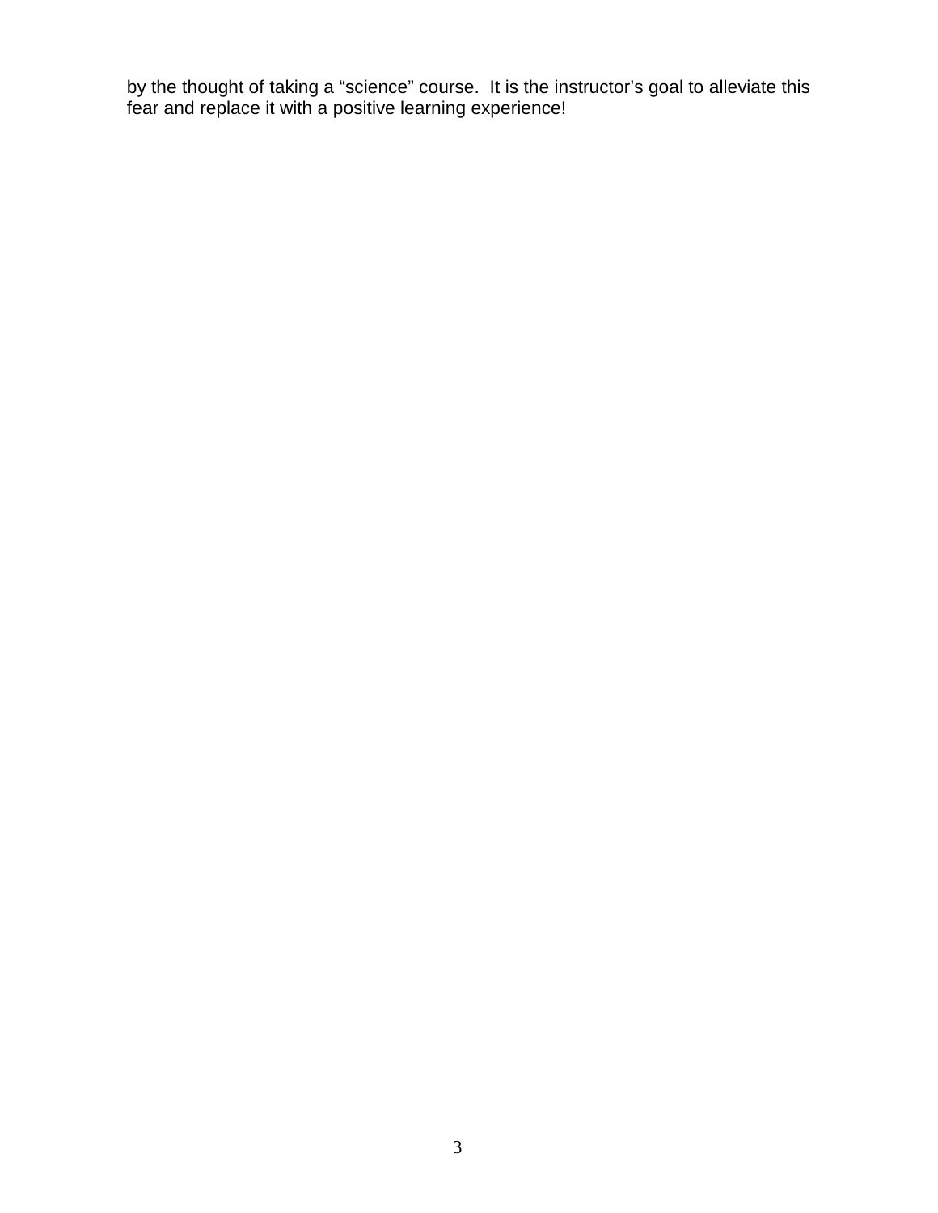by the thought of taking a “science” course. It is the instructor’s goal to alleviate this fear and replace it with a positive learning experience!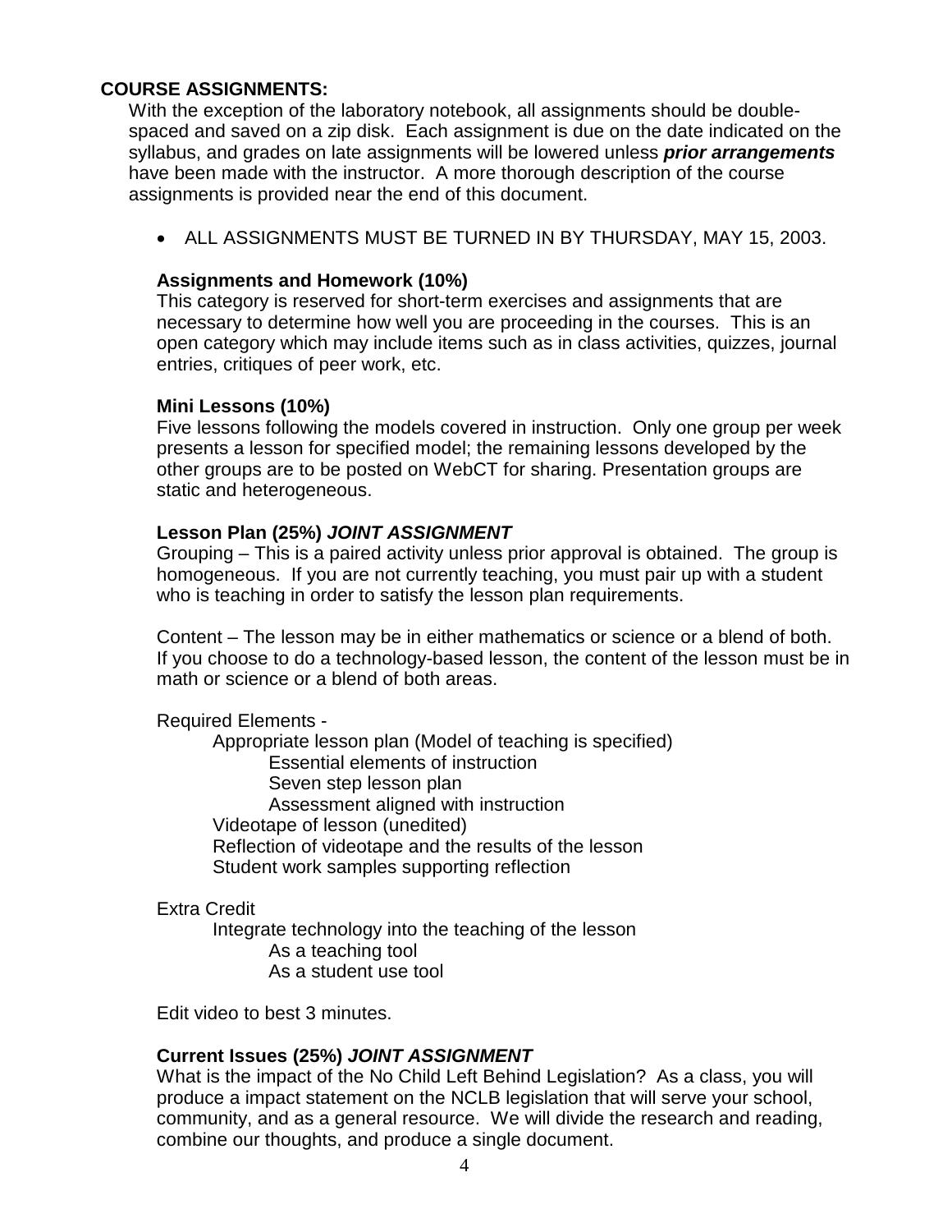## COURSE ASSIGNMENTS:

With the exception of the laboratory notebook, all assignments should be double-spaced and saved on a zip disk. Each assignment is due on the date indicated on the syllabus, and grades on late assignments will be lowered unless ***prior arrangements*** have been made with the instructor. A more thorough description of the course assignments is provided near the end of this document.

- ALL ASSIGNMENTS MUST BE TURNED IN BY THURSDAY, MAY 15, 2003.

### Assignments and Homework (10%)

This category is reserved for short-term exercises and assignments that are necessary to determine how well you are proceeding in the courses. This is an open category which may include items such as in class activities, quizzes, journal entries, critiques of peer work, etc.

### Mini Lessons (10%)

Five lessons following the models covered in instruction. Only one group per week presents a lesson for specified model; the remaining lessons developed by the other groups are to be posted on WebCT for sharing. Presentation groups are static and heterogeneous.

### Lesson Plan (25%) *JOINT ASSIGNMENT*

Grouping – This is a paired activity unless prior approval is obtained. The group is homogeneous. If you are not currently teaching, you must pair up with a student who is teaching in order to satisfy the lesson plan requirements.

Content – The lesson may be in either mathematics or science or a blend of both. If you choose to do a technology-based lesson, the content of the lesson must be in math or science or a blend of both areas.

Required Elements -

- Appropriate lesson plan (Model of teaching is specified)
  - Essential elements of instruction
  - Seven step lesson plan
  - Assessment aligned with instruction
- Videotape of lesson (unedited)
- Reflection of videotape and the results of the lesson
- Student work samples supporting reflection

Extra Credit

- Integrate technology into the teaching of the lesson
  - As a teaching tool
  - As a student use tool

Edit video to best 3 minutes.

### Current Issues (25%) *JOINT ASSIGNMENT*

What is the impact of the No Child Left Behind Legislation? As a class, you will produce a impact statement on the NCLB legislation that will serve your school, community, and as a general resource. We will divide the research and reading, combine our thoughts, and produce a single document.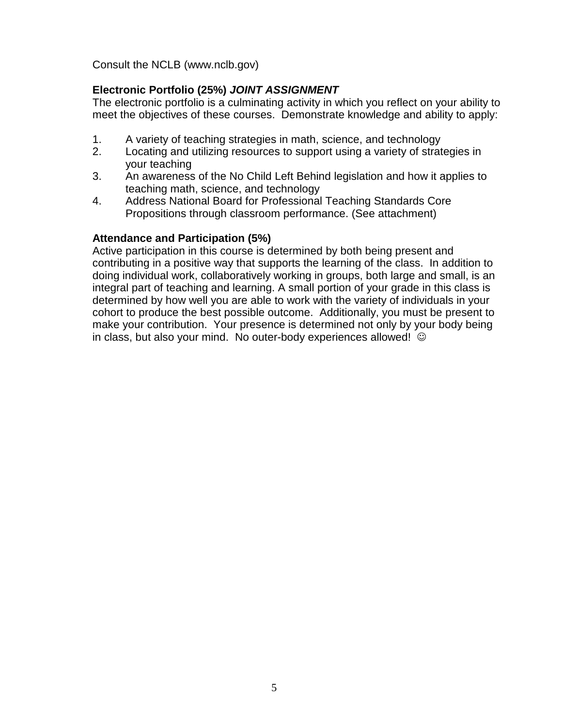Consult the NCLB (www.nclb.gov)

**Electronic Portfolio (25%)** ***JOINT ASSIGNMENT***
The electronic portfolio is a culminating activity in which you reflect on your ability to meet the objectives of these courses. Demonstrate knowledge and ability to apply:

1. A variety of teaching strategies in math, science, and technology
2. Locating and utilizing resources to support using a variety of strategies in your teaching
3. An awareness of the No Child Left Behind legislation and how it applies to teaching math, science, and technology
4. Address National Board for Professional Teaching Standards Core Propositions through classroom performance. (See attachment)

**Attendance and Participation (5%)**
Active participation in this course is determined by both being present and contributing in a positive way that supports the learning of the class. In addition to doing individual work, collaboratively working in groups, both large and small, is an integral part of teaching and learning. A small portion of your grade in this class is determined by how well you are able to work with the variety of individuals in your cohort to produce the best possible outcome. Additionally, you must be present to make your contribution. Your presence is determined not only by your body being in class, but also your mind. No outer-body experiences allowed! ☺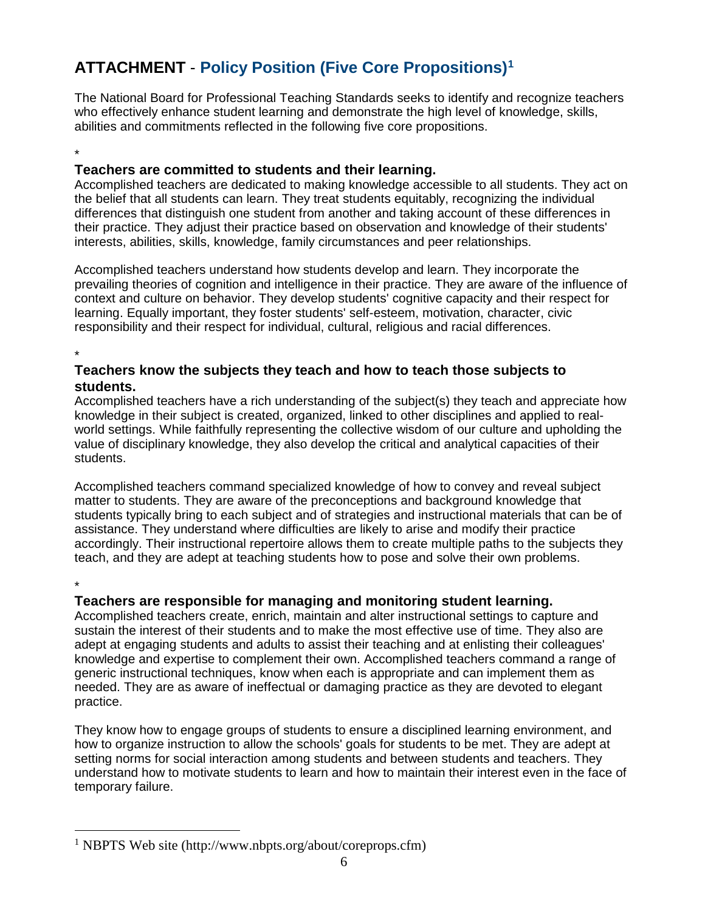# ATTACHMENT - Policy Position (Five Core Propositions)[1]

The National Board for Professional Teaching Standards seeks to identify and recognize teachers who effectively enhance student learning and demonstrate the high level of knowledge, skills, abilities and commitments reflected in the following five core propositions.

*

### Teachers are committed to students and their learning.

Accomplished teachers are dedicated to making knowledge accessible to all students. They act on the belief that all students can learn. They treat students equitably, recognizing the individual differences that distinguish one student from another and taking account of these differences in their practice. They adjust their practice based on observation and knowledge of their students' interests, abilities, skills, knowledge, family circumstances and peer relationships.

Accomplished teachers understand how students develop and learn. They incorporate the prevailing theories of cognition and intelligence in their practice. They are aware of the influence of context and culture on behavior. They develop students' cognitive capacity and their respect for learning. Equally important, they foster students' self-esteem, motivation, character, civic responsibility and their respect for individual, cultural, religious and racial differences.

*

### Teachers know the subjects they teach and how to teach those subjects to students.

Accomplished teachers have a rich understanding of the subject(s) they teach and appreciate how knowledge in their subject is created, organized, linked to other disciplines and applied to real-world settings. While faithfully representing the collective wisdom of our culture and upholding the value of disciplinary knowledge, they also develop the critical and analytical capacities of their students.

Accomplished teachers command specialized knowledge of how to convey and reveal subject matter to students. They are aware of the preconceptions and background knowledge that students typically bring to each subject and of strategies and instructional materials that can be of assistance. They understand where difficulties are likely to arise and modify their practice accordingly. Their instructional repertoire allows them to create multiple paths to the subjects they teach, and they are adept at teaching students how to pose and solve their own problems.

*

### Teachers are responsible for managing and monitoring student learning.

Accomplished teachers create, enrich, maintain and alter instructional settings to capture and sustain the interest of their students and to make the most effective use of time. They also are adept at engaging students and adults to assist their teaching and at enlisting their colleagues' knowledge and expertise to complement their own. Accomplished teachers command a range of generic instructional techniques, know when each is appropriate and can implement them as needed. They are as aware of ineffectual or damaging practice as they are devoted to elegant practice.

They know how to engage groups of students to ensure a disciplined learning environment, and how to organize instruction to allow the schools' goals for students to be met. They are adept at setting norms for social interaction among students and between students and teachers. They understand how to motivate students to learn and how to maintain their interest even in the face of temporary failure.

---

[1] NBPTS Web site (http://www.nbpts.org/about/coreprops.cfm)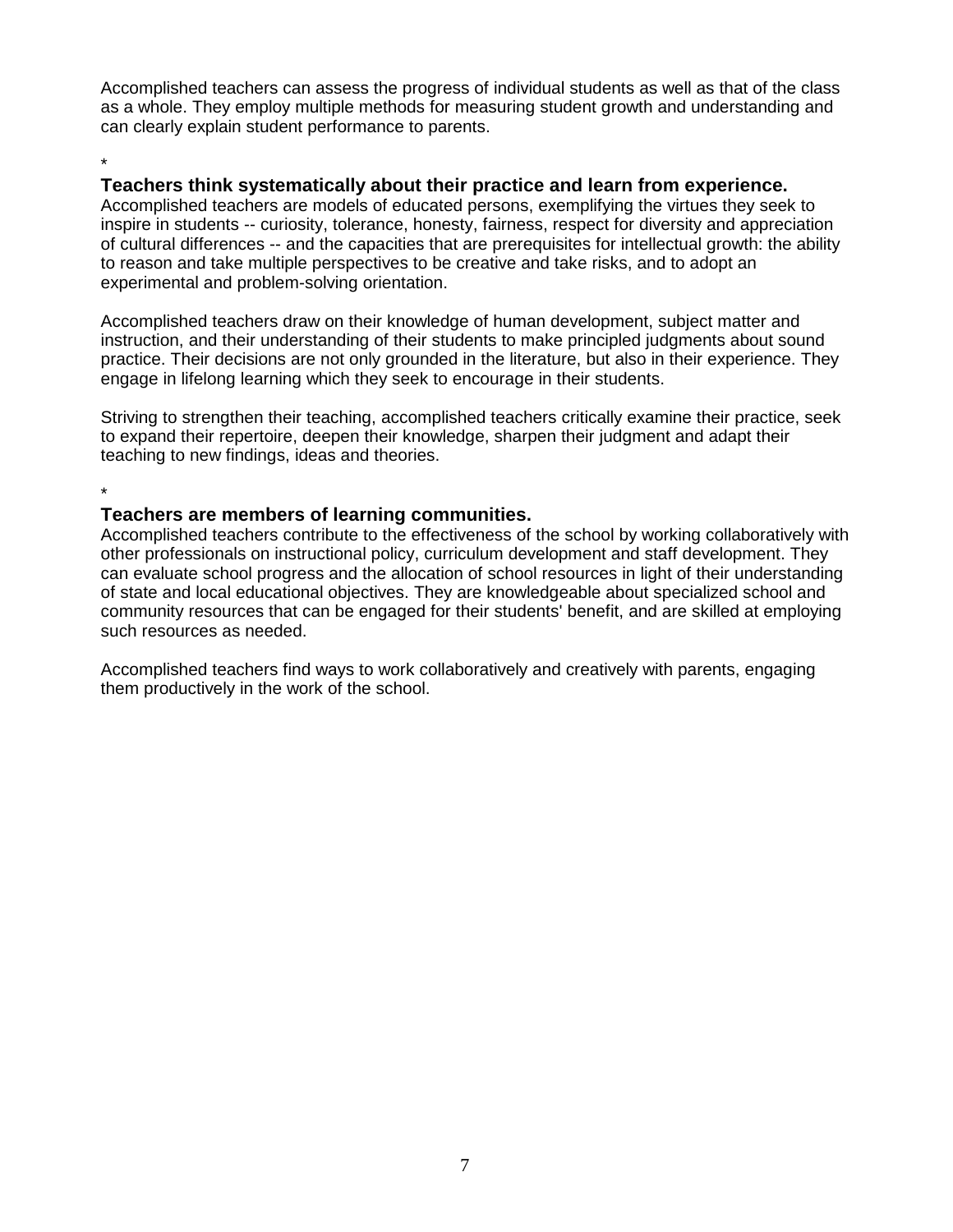Accomplished teachers can assess the progress of individual students as well as that of the class as a whole. They employ multiple methods for measuring student growth and understanding and can clearly explain student performance to parents.

*

**Teachers think systematically about their practice and learn from experience.**
Accomplished teachers are models of educated persons, exemplifying the virtues they seek to inspire in students -- curiosity, tolerance, honesty, fairness, respect for diversity and appreciation of cultural differences -- and the capacities that are prerequisites for intellectual growth: the ability to reason and take multiple perspectives to be creative and take risks, and to adopt an experimental and problem-solving orientation.

Accomplished teachers draw on their knowledge of human development, subject matter and instruction, and their understanding of their students to make principled judgments about sound practice. Their decisions are not only grounded in the literature, but also in their experience. They engage in lifelong learning which they seek to encourage in their students.

Striving to strengthen their teaching, accomplished teachers critically examine their practice, seek to expand their repertoire, deepen their knowledge, sharpen their judgment and adapt their teaching to new findings, ideas and theories.

*

**Teachers are members of learning communities.**
Accomplished teachers contribute to the effectiveness of the school by working collaboratively with other professionals on instructional policy, curriculum development and staff development. They can evaluate school progress and the allocation of school resources in light of their understanding of state and local educational objectives. They are knowledgeable about specialized school and community resources that can be engaged for their students' benefit, and are skilled at employing such resources as needed.

Accomplished teachers find ways to work collaboratively and creatively with parents, engaging them productively in the work of the school.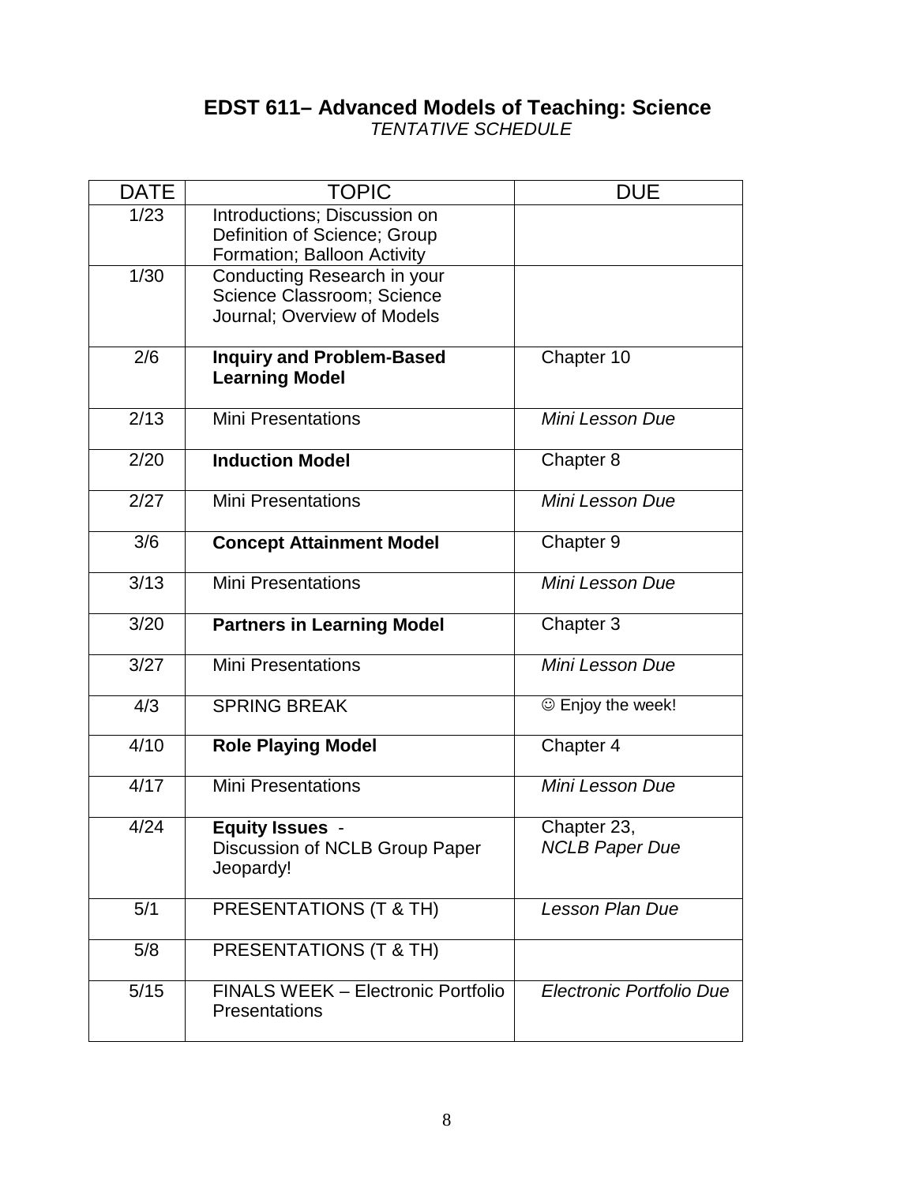# EDST 611– Advanced Models of Teaching: Science

*TENTATIVE SCHEDULE*

| DATE | TOPIC | DUE |
|---|---|---|
| 1/23 | Introductions; Discussion on Definition of Science; Group Formation; Balloon Activity | |
| 1/30 | Conducting Research in your Science Classroom; Science Journal; Overview of Models | |
| 2/6 | **Inquiry and Problem-Based Learning Model** | Chapter 10 |
| 2/13 | Mini Presentations | *Mini Lesson Due* |
| 2/20 | **Induction Model** | Chapter 8 |
| 2/27 | Mini Presentations | *Mini Lesson Due* |
| 3/6 | **Concept Attainment Model** | Chapter 9 |
| 3/13 | Mini Presentations | *Mini Lesson Due* |
| 3/20 | **Partners in Learning Model** | Chapter 3 |
| 3/27 | Mini Presentations | *Mini Lesson Due* |
| 4/3 | SPRING BREAK | ☺ Enjoy the week! |
| 4/10 | **Role Playing Model** | Chapter 4 |
| 4/17 | Mini Presentations | *Mini Lesson Due* |
| 4/24 | **Equity Issues** - Discussion of NCLB Group Paper Jeopardy! | Chapter 23, *NCLB Paper Due* |
| 5/1 | PRESENTATIONS (T & TH) | *Lesson Plan Due* |
| 5/8 | PRESENTATIONS (T & TH) | |
| 5/15 | FINALS WEEK – Electronic Portfolio Presentations | *Electronic Portfolio Due* |